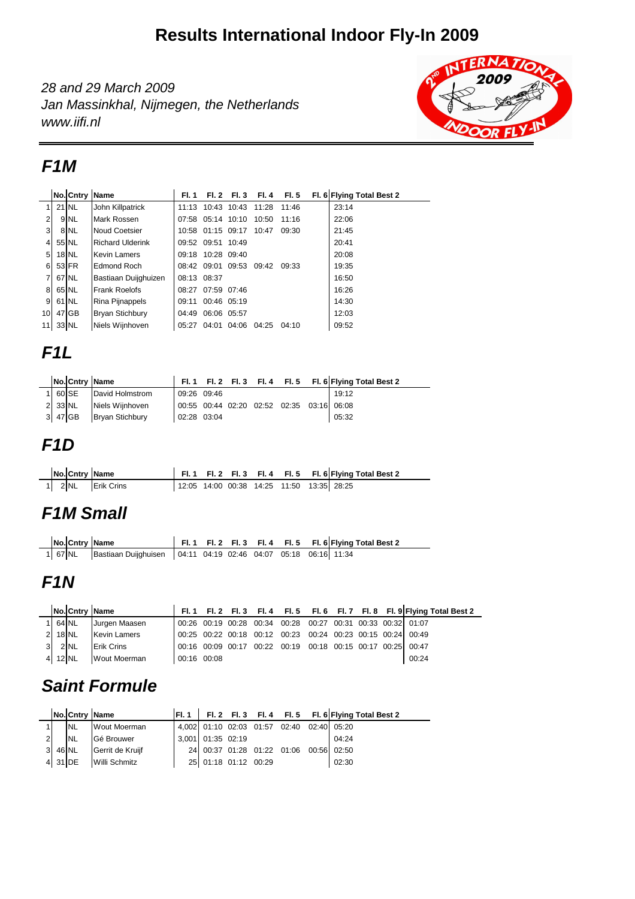# Results International Indoor Fly-In 2009

*28 and 29 March 2009*
*Jan Massinkhal, Nijmegen, the Netherlands*
*www.iifi.nl*

## F1M

| | No. | Cntry | Name | Fl. 1 | Fl. 2 | Fl. 3 | Fl. 4 | Fl. 5 | Fl. 6 | Flying Total Best 2 |
|---|---|---|---|---|---|---|---|---|---|---|
| 1 | 21 | NL | John Killpatrick | 11:13 | 10:43 | 10:43 | 11:28 | 11:46 | | 23:14 |
| 2 | 9 | NL | Mark Rossen | 07:58 | 05:14 | 10:10 | 10:50 | 11:16 | | 22:06 |
| 3 | 8 | NL | Noud Coetsier | 10:58 | 01:15 | 09:17 | 10:47 | 09:30 | | 21:45 |
| 4 | 55 | NL | Richard Ulderink | 09:52 | 09:51 | 10:49 | | | | 20:41 |
| 5 | 18 | NL | Kevin Lamers | 09:18 | 10:28 | 09:40 | | | | 20:08 |
| 6 | 53 | FR | Edmond Roch | 08:42 | 09:01 | 09:53 | 09:42 | 09:33 | | 19:35 |
| 7 | 67 | NL | Bastiaan Duijghuizen | 08:13 | 08:37 | | | | | 16:50 |
| 8 | 65 | NL | Frank Roelofs | 08:27 | 07:59 | 07:46 | | | | 16:26 |
| 9 | 61 | NL | Rina Pijnappels | 09:11 | 00:46 | 05:19 | | | | 14:30 |
| 10 | 47 | GB | Bryan Stichbury | 04:49 | 06:06 | 05:57 | | | | 12:03 |
| 11 | 33 | NL | Niels Wijnhoven | 05:27 | 04:01 | 04:06 | 04:25 | 04:10 | | 09:52 |

## F1L

| | No. | Cntry | Name | Fl. 1 | Fl. 2 | Fl. 3 | Fl. 4 | Fl. 5 | Fl. 6 | Flying Total Best 2 |
|---|---|---|---|---|---|---|---|---|---|---|
| 1 | 60 | SE | David Holmstrom | 09:26 | 09:46 | | | | | 19:12 |
| 2 | 33 | NL | Niels Wijnhoven | 00:55 | 00:44 | 02:20 | 02:52 | 02:35 | 03:16 | 06:08 |
| 3 | 47 | GB | Bryan Stichbury | 02:28 | 03:04 | | | | | 05:32 |

## F1D

| | No. | Cntry | Name | Fl. 1 | Fl. 2 | Fl. 3 | Fl. 4 | Fl. 5 | Fl. 6 | Flying Total Best 2 |
|---|---|---|---|---|---|---|---|---|---|---|
| 1 | 2 | NL | Erik Crins | 12:05 | 14:00 | 00:38 | 14:25 | 11:50 | 13:35 | 28:25 |

## F1M Small

| | No. | Cntry | Name | Fl. 1 | Fl. 2 | Fl. 3 | Fl. 4 | Fl. 5 | Fl. 6 | Flying Total Best 2 |
|---|---|---|---|---|---|---|---|---|---|---|
| 1 | 67 | NL | Bastiaan Duijghuisen | 04:11 | 04:19 | 02:46 | 04:07 | 05:18 | 06:16 | 11:34 |

## F1N

| | No. | Cntry | Name | Fl. 1 | Fl. 2 | Fl. 3 | Fl. 4 | Fl. 5 | Fl. 6 | Fl. 7 | Fl. 8 | Fl. 9 | Flying Total Best 2 |
|---|---|---|---|---|---|---|---|---|---|---|---|---|---|
| 1 | 64 | NL | Jurgen Maasen | 00:26 | 00:19 | 00:28 | 00:34 | 00:28 | 00:27 | 00:31 | 00:33 | 00:32 | 01:07 |
| 2 | 18 | NL | Kevin Lamers | 00:25 | 00:22 | 00:18 | 00:12 | 00:23 | 00:24 | 00:23 | 00:15 | 00:24 | 00:49 |
| 3 | 2 | NL | Erik Crins | 00:16 | 00:09 | 00:17 | 00:22 | 00:19 | 00:18 | 00:15 | 00:17 | 00:25 | 00:47 |
| 4 | 12 | NL | Wout Moerman | 00:16 | 00:08 | | | | | | | | 00:24 |

## Saint Formule

| | No. | Cntry | Name | Fl. 1 | Fl. 2 | Fl. 3 | Fl. 4 | Fl. 5 | Fl. 6 | Flying Total Best 2 |
|---|---|---|---|---|---|---|---|---|---|---|
| 1 | | NL | Wout Moerman | 4,002 | 01:10 | 02:03 | 01:57 | 02:40 | 02:40 | 05:20 |
| 2 | | NL | Gé Brouwer | 3,001 | 01:35 | 02:19 | | | | 04:24 |
| 3 | 46 | NL | Gerrit de Kruijf | 24 | 00:37 | 01:28 | 01:22 | 01:06 | 00:56 | 02:50 |
| 4 | 31 | DE | Willi Schmitz | 25 | 01:18 | 01:12 | 00:29 | | | 02:30 |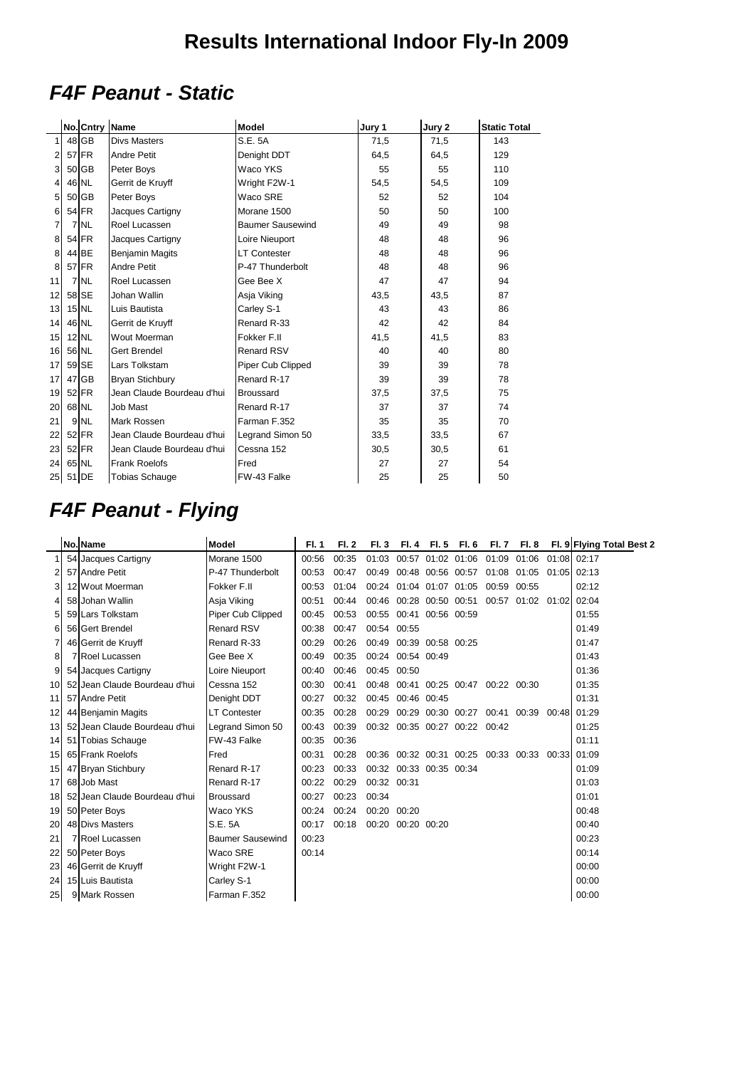# Results International Indoor Fly-In 2009

## F4F Peanut - Static

| | No. | Cntry | Name | Model | Jury 1 | Jury 2 | Static Total |
|---|---|---|---|---|---|---|---|
| 1 | 48 | GB | Divs Masters | S.E. 5A | 71,5 | 71,5 | 143 |
| 2 | 57 | FR | Andre Petit | Denight DDT | 64,5 | 64,5 | 129 |
| 3 | 50 | GB | Peter Boys | Waco YKS | 55 | 55 | 110 |
| 4 | 46 | NL | Gerrit de Kruyff | Wright F2W-1 | 54,5 | 54,5 | 109 |
| 5 | 50 | GB | Peter Boys | Waco SRE | 52 | 52 | 104 |
| 6 | 54 | FR | Jacques Cartigny | Morane 1500 | 50 | 50 | 100 |
| 7 | 7 | NL | Roel Lucassen | Baumer Sausewind | 49 | 49 | 98 |
| 8 | 54 | FR | Jacques Cartigny | Loire Nieuport | 48 | 48 | 96 |
| 8 | 44 | BE | Benjamin Magits | LT Contester | 48 | 48 | 96 |
| 8 | 57 | FR | Andre Petit | P-47 Thunderbolt | 48 | 48 | 96 |
| 11 | 7 | NL | Roel Lucassen | Gee Bee X | 47 | 47 | 94 |
| 12 | 58 | SE | Johan Wallin | Asja Viking | 43,5 | 43,5 | 87 |
| 13 | 15 | NL | Luis Bautista | Carley S-1 | 43 | 43 | 86 |
| 14 | 46 | NL | Gerrit de Kruyff | Renard R-33 | 42 | 42 | 84 |
| 15 | 12 | NL | Wout Moerman | Fokker F.II | 41,5 | 41,5 | 83 |
| 16 | 56 | NL | Gert Brendel | Renard RSV | 40 | 40 | 80 |
| 17 | 59 | SE | Lars Tolkstam | Piper Cub Clipped | 39 | 39 | 78 |
| 17 | 47 | GB | Bryan Stichbury | Renard R-17 | 39 | 39 | 78 |
| 19 | 52 | FR | Jean Claude Bourdeau d'hui | Broussard | 37,5 | 37,5 | 75 |
| 20 | 68 | NL | Job Mast | Renard R-17 | 37 | 37 | 74 |
| 21 | 9 | NL | Mark Rossen | Farman F.352 | 35 | 35 | 70 |
| 22 | 52 | FR | Jean Claude Bourdeau d'hui | Legrand Simon 50 | 33,5 | 33,5 | 67 |
| 23 | 52 | FR | Jean Claude Bourdeau d'hui | Cessna 152 | 30,5 | 30,5 | 61 |
| 24 | 65 | NL | Frank Roelofs | Fred | 27 | 27 | 54 |
| 25 | 51 | DE | Tobias Schauge | FW-43 Falke | 25 | 25 | 50 |

## F4F Peanut - Flying

| | No. | Name | Model | Fl. 1 | Fl. 2 | Fl. 3 | Fl. 4 | Fl. 5 | Fl. 6 | Fl. 7 | Fl. 8 | Fl. 9 | Flying Total Best 2 |
|---|---|---|---|---|---|---|---|---|---|---|---|---|---|
| 1 | 54 | Jacques Cartigny | Morane 1500 | 00:56 | 00:35 | 01:03 | 00:57 | 01:02 | 01:06 | 01:09 | 01:06 | 01:08 | 02:17 |
| 2 | 57 | Andre Petit | P-47 Thunderbolt | 00:53 | 00:47 | 00:49 | 00:48 | 00:56 | 00:57 | 01:08 | 01:05 | 01:05 | 02:13 |
| 3 | 12 | Wout Moerman | Fokker F.II | 00:53 | 01:04 | 00:24 | 01:04 | 01:07 | 01:05 | 00:59 | 00:55 | | 02:12 |
| 4 | 58 | Johan Wallin | Asja Viking | 00:51 | 00:44 | 00:46 | 00:28 | 00:50 | 00:51 | 00:57 | 01:02 | 01:02 | 02:04 |
| 5 | 59 | Lars Tolkstam | Piper Cub Clipped | 00:45 | 00:53 | 00:55 | 00:41 | 00:56 | 00:59 | | | | 01:55 |
| 6 | 56 | Gert Brendel | Renard RSV | 00:38 | 00:47 | 00:54 | 00:55 | | | | | | 01:49 |
| 7 | 46 | Gerrit de Kruyff | Renard R-33 | 00:29 | 00:26 | 00:49 | 00:39 | 00:58 | 00:25 | | | | 01:47 |
| 8 | 7 | Roel Lucassen | Gee Bee X | 00:49 | 00:35 | 00:24 | 00:54 | 00:49 | | | | | 01:43 |
| 9 | 54 | Jacques Cartigny | Loire Nieuport | 00:40 | 00:46 | 00:45 | 00:50 | | | | | | 01:36 |
| 10 | 52 | Jean Claude Bourdeau d'hui | Cessna 152 | 00:30 | 00:41 | 00:48 | 00:41 | 00:25 | 00:47 | 00:22 | 00:30 | | 01:35 |
| 11 | 57 | Andre Petit | Denight DDT | 00:27 | 00:32 | 00:45 | 00:46 | 00:45 | | | | | 01:31 |
| 12 | 44 | Benjamin Magits | LT Contester | 00:35 | 00:28 | 00:29 | 00:29 | 00:30 | 00:27 | 00:41 | 00:39 | 00:48 | 01:29 |
| 13 | 52 | Jean Claude Bourdeau d'hui | Legrand Simon 50 | 00:43 | 00:39 | 00:32 | 00:35 | 00:27 | 00:22 | 00:42 | | | 01:25 |
| 14 | 51 | Tobias Schauge | FW-43 Falke | 00:35 | 00:36 | | | | | | | | 01:11 |
| 15 | 65 | Frank Roelofs | Fred | 00:31 | 00:28 | 00:36 | 00:32 | 00:31 | 00:25 | 00:33 | 00:33 | 00:33 | 01:09 |
| 15 | 47 | Bryan Stichbury | Renard R-17 | 00:23 | 00:33 | 00:32 | 00:33 | 00:35 | 00:34 | | | | 01:09 |
| 17 | 68 | Job Mast | Renard R-17 | 00:22 | 00:29 | 00:32 | 00:31 | | | | | | 01:03 |
| 18 | 52 | Jean Claude Bourdeau d'hui | Broussard | 00:27 | 00:23 | 00:34 | | | | | | | 01:01 |
| 19 | 50 | Peter Boys | Waco YKS | 00:24 | 00:24 | 00:20 | 00:20 | | | | | | 00:48 |
| 20 | 48 | Divs Masters | S.E. 5A | 00:17 | 00:18 | 00:20 | 00:20 | 00:20 | | | | | 00:40 |
| 21 | 7 | Roel Lucassen | Baumer Sausewind | 00:23 | | | | | | | | | 00:23 |
| 22 | 50 | Peter Boys | Waco SRE | 00:14 | | | | | | | | | 00:14 |
| 23 | 46 | Gerrit de Kruyff | Wright F2W-1 | | | | | | | | | | 00:00 |
| 24 | 15 | Luis Bautista | Carley S-1 | | | | | | | | | | 00:00 |
| 25 | 9 | Mark Rossen | Farman F.352 | | | | | | | | | | 00:00 |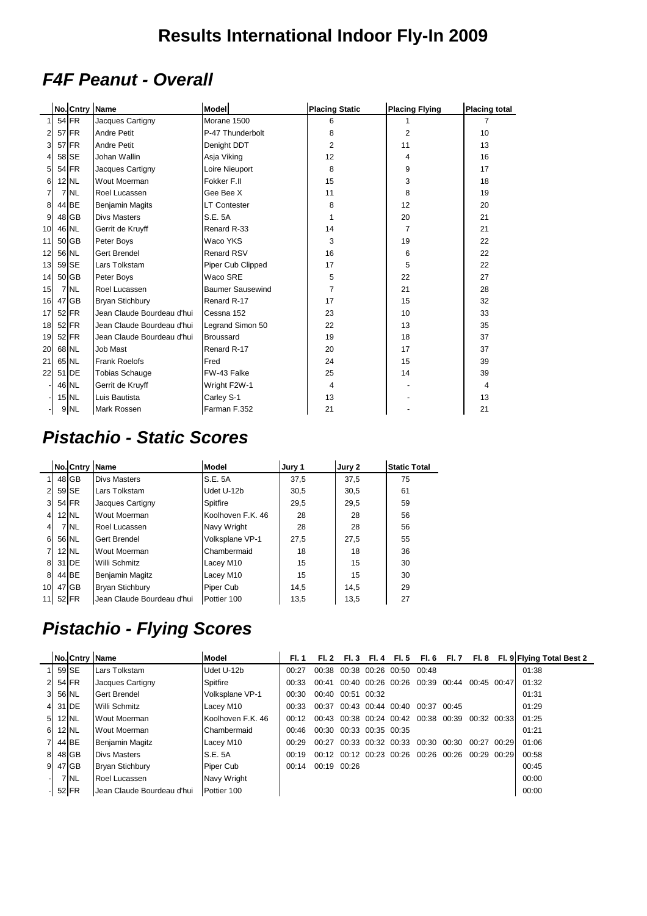# Results International Indoor Fly-In 2009

## *F4F Peanut - Overall*

| | No. | Cntry | Name | Model | Placing Static | Placing Flying | Placing total |
|---|---|---|---|---|---|---|---|
| 1 | 54 | FR | Jacques Cartigny | Morane 1500 | 6 | 1 | 7 |
| 2 | 57 | FR | Andre Petit | P-47 Thunderbolt | 8 | 2 | 10 |
| 3 | 57 | FR | Andre Petit | Denight DDT | 2 | 11 | 13 |
| 4 | 58 | SE | Johan Wallin | Asja Viking | 12 | 4 | 16 |
| 5 | 54 | FR | Jacques Cartigny | Loire Nieuport | 8 | 9 | 17 |
| 6 | 12 | NL | Wout Moerman | Fokker F.II | 15 | 3 | 18 |
| 7 | 7 | NL | Roel Lucassen | Gee Bee X | 11 | 8 | 19 |
| 8 | 44 | BE | Benjamin Magits | LT Contester | 8 | 12 | 20 |
| 9 | 48 | GB | Divs Masters | S.E. 5A | 1 | 20 | 21 |
| 10 | 46 | NL | Gerrit de Kruyff | Renard R-33 | 14 | 7 | 21 |
| 11 | 50 | GB | Peter Boys | Waco YKS | 3 | 19 | 22 |
| 12 | 56 | NL | Gert Brendel | Renard RSV | 16 | 6 | 22 |
| 13 | 59 | SE | Lars Tolkstam | Piper Cub Clipped | 17 | 5 | 22 |
| 14 | 50 | GB | Peter Boys | Waco SRE | 5 | 22 | 27 |
| 15 | 7 | NL | Roel Lucassen | Baumer Sausewind | 7 | 21 | 28 |
| 16 | 47 | GB | Bryan Stichbury | Renard R-17 | 17 | 15 | 32 |
| 17 | 52 | FR | Jean Claude Bourdeau d'hui | Cessna 152 | 23 | 10 | 33 |
| 18 | 52 | FR | Jean Claude Bourdeau d'hui | Legrand Simon 50 | 22 | 13 | 35 |
| 19 | 52 | FR | Jean Claude Bourdeau d'hui | Broussard | 19 | 18 | 37 |
| 20 | 68 | NL | Job Mast | Renard R-17 | 20 | 17 | 37 |
| 21 | 65 | NL | Frank Roelofs | Fred | 24 | 15 | 39 |
| 22 | 51 | DE | Tobias Schauge | FW-43 Falke | 25 | 14 | 39 |
| - | 46 | NL | Gerrit de Kruyff | Wright F2W-1 | 4 | - | 4 |
| - | 15 | NL | Luis Bautista | Carley S-1 | 13 | - | 13 |
| - | 9 | NL | Mark Rossen | Farman F.352 | 21 | - | 21 |

## *Pistachio - Static Scores*

| | No. | Cntry | Name | Model | Jury 1 | Jury 2 | Static Total |
|---|---|---|---|---|---|---|---|
| 1 | 48 | GB | Divs Masters | S.E. 5A | 37,5 | 37,5 | 75 |
| 2 | 59 | SE | Lars Tolkstam | Udet U-12b | 30,5 | 30,5 | 61 |
| 3 | 54 | FR | Jacques Cartigny | Spitfire | 29,5 | 29,5 | 59 |
| 4 | 12 | NL | Wout Moerman | Koolhoven F.K. 46 | 28 | 28 | 56 |
| 4 | 7 | NL | Roel Lucassen | Navy Wright | 28 | 28 | 56 |
| 6 | 56 | NL | Gert Brendel | Volksplane VP-1 | 27,5 | 27,5 | 55 |
| 7 | 12 | NL | Wout Moerman | Chambermaid | 18 | 18 | 36 |
| 8 | 31 | DE | Willi Schmitz | Lacey M10 | 15 | 15 | 30 |
| 8 | 44 | BE | Benjamin Magitz | Lacey M10 | 15 | 15 | 30 |
| 10 | 47 | GB | Bryan Stichbury | Piper Cub | 14,5 | 14,5 | 29 |
| 11 | 52 | FR | Jean Claude Bourdeau d'hui | Pottier 100 | 13,5 | 13,5 | 27 |

## *Pistachio - Flying Scores*

| | No. | Cntry | Name | Model | Fl. 1 | Fl. 2 | Fl. 3 | Fl. 4 | Fl. 5 | Fl. 6 | Fl. 7 | Fl. 8 | Fl. 9 | Flying Total Best 2 |
|---|---|---|---|---|---|---|---|---|---|---|---|---|---|---|
| 1 | 59 | SE | Lars Tolkstam | Udet U-12b | 00:27 | 00:38 | 00:38 | 00:26 | 00:50 | 00:48 | | | | 01:38 |
| 2 | 54 | FR | Jacques Cartigny | Spitfire | 00:33 | 00:41 | 00:40 | 00:26 | 00:26 | 00:39 | 00:44 | 00:45 | 00:47 | 01:32 |
| 3 | 56 | NL | Gert Brendel | Volksplane VP-1 | 00:30 | 00:40 | 00:51 | 00:32 | | | | | | 01:31 |
| 4 | 31 | DE | Willi Schmitz | Lacey M10 | 00:33 | 00:37 | 00:43 | 00:44 | 00:40 | 00:37 | 00:45 | | | 01:29 |
| 5 | 12 | NL | Wout Moerman | Koolhoven F.K. 46 | 00:12 | 00:43 | 00:38 | 00:24 | 00:42 | 00:38 | 00:39 | 00:32 | 00:33 | 01:25 |
| 6 | 12 | NL | Wout Moerman | Chambermaid | 00:46 | 00:30 | 00:33 | 00:35 | 00:35 | | | | | 01:21 |
| 7 | 44 | BE | Benjamin Magitz | Lacey M10 | 00:29 | 00:27 | 00:33 | 00:32 | 00:33 | 00:30 | 00:30 | 00:27 | 00:29 | 01:06 |
| 8 | 48 | GB | Divs Masters | S.E. 5A | 00:19 | 00:12 | 00:12 | 00:23 | 00:26 | 00:26 | 00:26 | 00:29 | 00:29 | 00:58 |
| 9 | 47 | GB | Bryan Stichbury | Piper Cub | 00:14 | 00:19 | 00:26 | | | | | | | 00:45 |
| - | 7 | NL | Roel Lucassen | Navy Wright | | | | | | | | | | 00:00 |
| - | 52 | FR | Jean Claude Bourdeau d'hui | Pottier 100 | | | | | | | | | | 00:00 |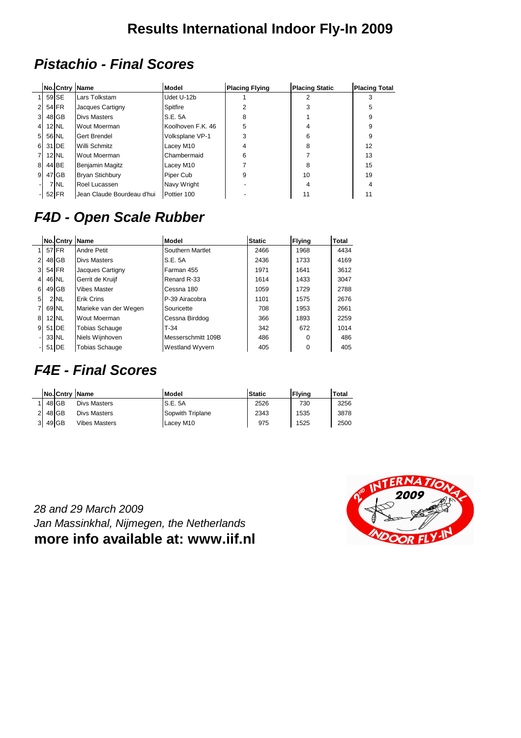# Results International Indoor Fly-In 2009

## *Pistachio - Final Scores*

| | No. | Cntry | Name | Model | Placing Flying | Placing Static | Placing Total |
|---|---|---|---|---|---|---|---|
| 1 | 59 | SE | Lars Tolkstam | Udet U-12b | 1 | 2 | 3 |
| 2 | 54 | FR | Jacques Cartigny | Spitfire | 2 | 3 | 5 |
| 3 | 48 | GB | Divs Masters | S.E. 5A | 8 | 1 | 9 |
| 4 | 12 | NL | Wout Moerman | Koolhoven F.K. 46 | 5 | 4 | 9 |
| 5 | 56 | NL | Gert Brendel | Volksplane VP-1 | 3 | 6 | 9 |
| 6 | 31 | DE | Willi Schmitz | Lacey M10 | 4 | 8 | 12 |
| 7 | 12 | NL | Wout Moerman | Chambermaid | 6 | 7 | 13 |
| 8 | 44 | BE | Benjamin Magitz | Lacey M10 | 7 | 8 | 15 |
| 9 | 47 | GB | Bryan Stichbury | Piper Cub | 9 | 10 | 19 |
| - | 7 | NL | Roel Lucassen | Navy Wright | - | 4 | 4 |
| - | 52 | FR | Jean Claude Bourdeau d'hui | Pottier 100 | - | 11 | 11 |

## *F4D - Open Scale Rubber*

| | No. | Cntry | Name | Model | Static | Flying | Total |
|---|---|---|---|---|---|---|---|
| 1 | 57 | FR | Andre Petit | Southern Martlet | 2466 | 1968 | 4434 |
| 2 | 48 | GB | Divs Masters | S.E. 5A | 2436 | 1733 | 4169 |
| 3 | 54 | FR | Jacques Cartigny | Farman 455 | 1971 | 1641 | 3612 |
| 4 | 46 | NL | Gerrit de Kruijf | Renard R-33 | 1614 | 1433 | 3047 |
| 6 | 49 | GB | Vibes Master | Cessna 180 | 1059 | 1729 | 2788 |
| 5 | 2 | NL | Erik Crins | P-39 Airacobra | 1101 | 1575 | 2676 |
| 7 | 69 | NL | Marieke van der Wegen | Souricette | 708 | 1953 | 2661 |
| 8 | 12 | NL | Wout Moerman | Cessna Birddog | 366 | 1893 | 2259 |
| 9 | 51 | DE | Tobias Schauge | T-34 | 342 | 672 | 1014 |
| - | 33 | NL | Niels Wijnhoven | Messerschmitt 109B | 486 | 0 | 486 |
| - | 51 | DE | Tobias Schauge | Westland Wyvern | 405 | 0 | 405 |

## *F4E - Final Scores*

| | No. | Cntry | Name | Model | Static | Flying | Total |
|---|---|---|---|---|---|---|---|
| 1 | 48 | GB | Divs Masters | S.E. 5A | 2526 | 730 | 3256 |
| 2 | 48 | GB | Divs Masters | Sopwith Triplane | 2343 | 1535 | 3878 |
| 3 | 49 | GB | Vibes Masters | Lacey M10 | 975 | 1525 | 2500 |

*28 and 29 March 2009*
*Jan Massinkhal, Nijmegen, the Netherlands*
**more info available at: www.iif.nl**

2ND INTERNATIONAL 2009 INDOOR FLY-IN